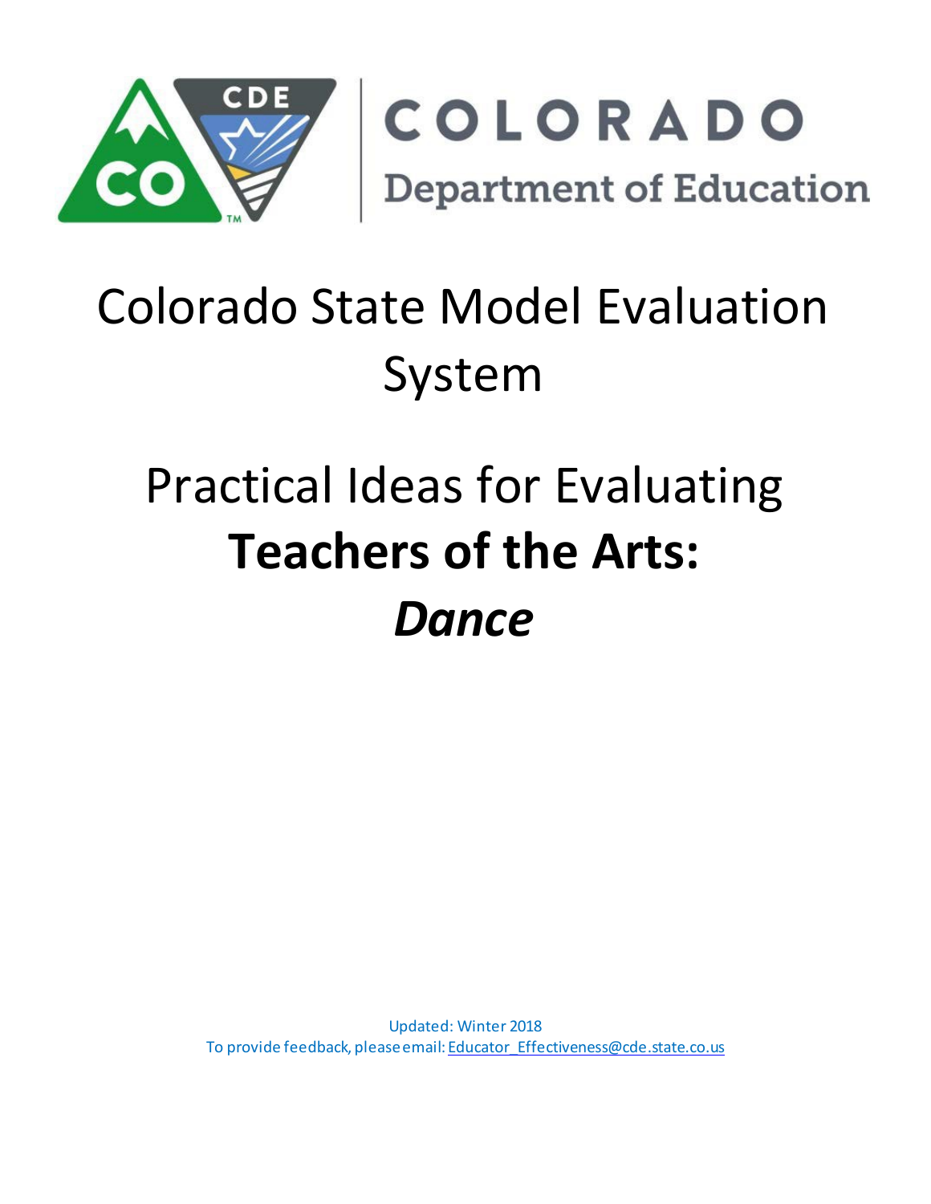COLORADO

Department of Education

# Colorado State Model Evaluation System

# Practical Ideas for Evaluating **Teachers of the Arts:** ***Dance***

Updated: Winter 2018

To provide feedback, please email: Educator_Effectiveness@cde.state.co.us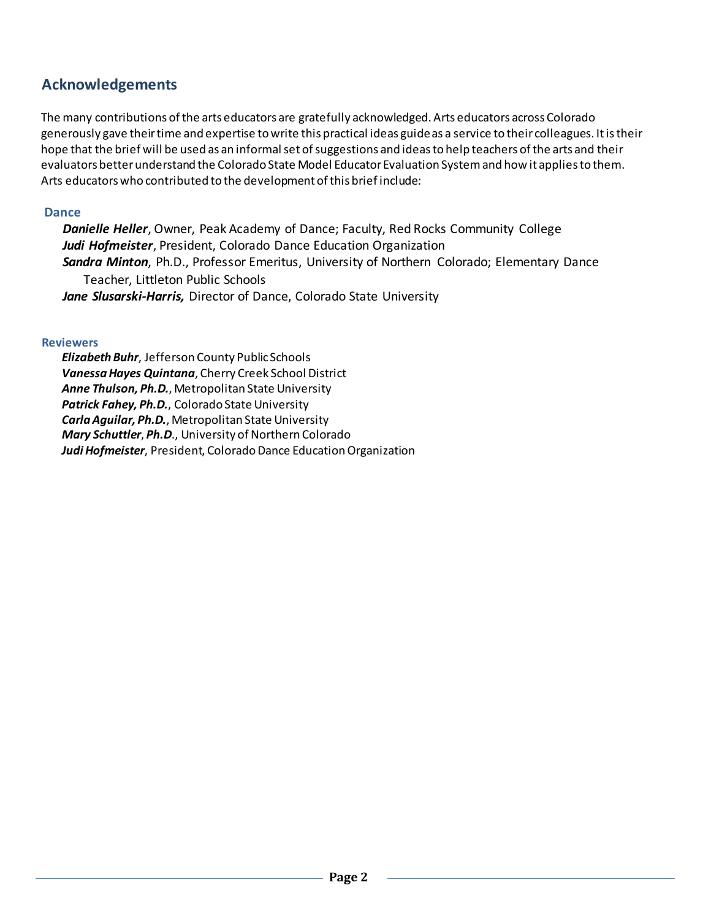## Acknowledgements

The many contributions of the arts educators are gratefully acknowledged. Arts educators across Colorado generously gave their time and expertise to write this practical ideas guide as a service to their colleagues. It is their hope that the brief will be used as an informal set of suggestions and ideas to help teachers of the arts and their evaluators better understand the Colorado State Model Educator Evaluation System and how it applies to them. Arts educators who contributed to the development of this brief include:

### Dance

***Danielle Heller***, Owner, Peak Academy of Dance; Faculty, Red Rocks Community College
***Judi Hofmeister***, President, Colorado Dance Education Organization
***Sandra Minton***, Ph.D., Professor Emeritus, University of Northern Colorado; Elementary Dance Teacher, Littleton Public Schools
***Jane Slusarski-Harris,*** Director of Dance, Colorado State University

### Reviewers

***Elizabeth Buhr***, Jefferson County Public Schools
***Vanessa Hayes Quintana***, Cherry Creek School District
***Anne Thulson, Ph.D.***, Metropolitan State University
***Patrick Fahey, Ph.D.***, Colorado State University
***Carla Aguilar, Ph.D.***, Metropolitan State University
***Mary Schuttler***, ***Ph.D***., University of Northern Colorado
***Judi Hofmeister***, President, Colorado Dance Education Organization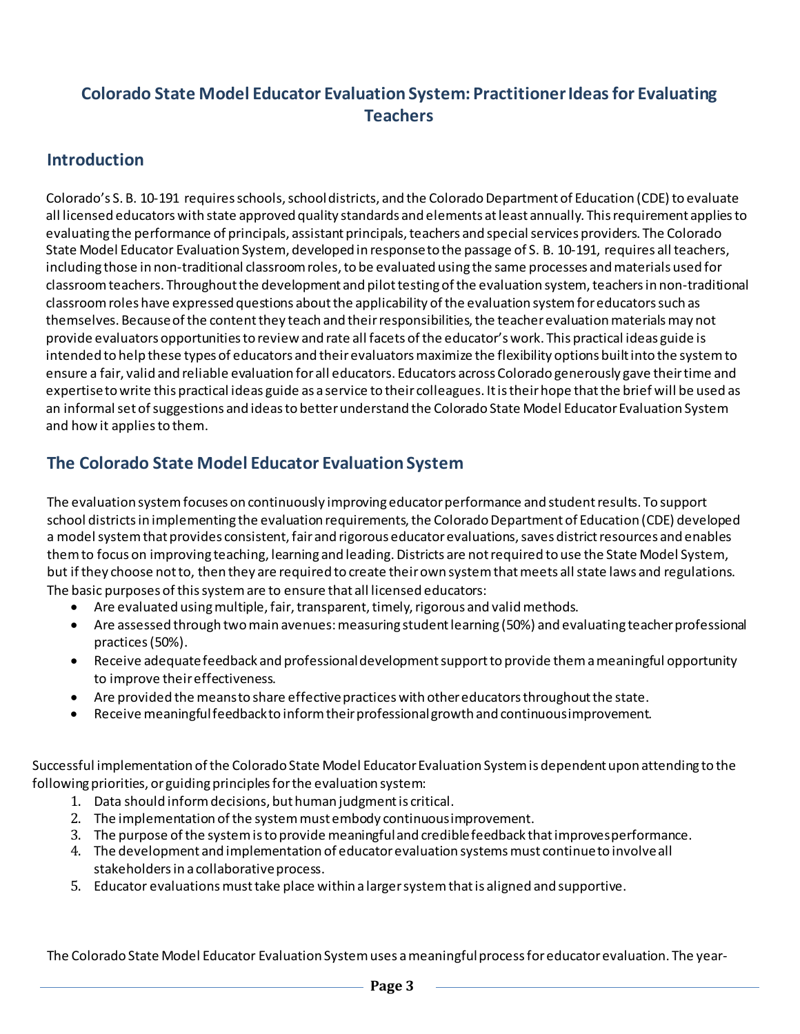# Colorado State Model Educator Evaluation System: Practitioner Ideas for Evaluating Teachers

## Introduction

Colorado's S. B. 10-191 requires schools, school districts, and the Colorado Department of Education (CDE) to evaluate all licensed educators with state approved quality standards and elements at least annually. This requirement applies to evaluating the performance of principals, assistant principals, teachers and special services providers. The Colorado State Model Educator Evaluation System, developed in response to the passage of S. B. 10-191, requires all teachers, including those in non-traditional classroom roles, to be evaluated using the same processes and materials used for classroom teachers. Throughout the development and pilot testing of the evaluation system, teachers in non-traditional classroom roles have expressed questions about the applicability of the evaluation system for educators such as themselves. Because of the content they teach and their responsibilities, the teacher evaluation materials may not provide evaluators opportunities to review and rate all facets of the educator's work. This practical ideas guide is intended to help these types of educators and their evaluators maximize the flexibility options built into the system to ensure a fair, valid and reliable evaluation for all educators. Educators across Colorado generously gave their time and expertise to write this practical ideas guide as a service to their colleagues. It is their hope that the brief will be used as an informal set of suggestions and ideas to better understand the Colorado State Model Educator Evaluation System and how it applies to them.

## The Colorado State Model Educator Evaluation System

The evaluation system focuses on continuously improving educator performance and student results. To support school districts in implementing the evaluation requirements, the Colorado Department of Education (CDE) developed a model system that provides consistent, fair and rigorous educator evaluations, saves district resources and enables them to focus on improving teaching, learning and leading. Districts are not required to use the State Model System, but if they choose not to, then they are required to create their own system that meets all state laws and regulations. The basic purposes of this system are to ensure that all licensed educators:

- Are evaluated using multiple, fair, transparent, timely, rigorous and valid methods.
- Are assessed through two main avenues: measuring student learning (50%) and evaluating teacher professional practices (50%).
- Receive adequate feedback and professional development support to provide them a meaningful opportunity to improve their effectiveness.
- Are provided the means to share effective practices with other educators throughout the state.
- Receive meaningful feedback to inform their professional growth and continuous improvement.

Successful implementation of the Colorado State Model Educator Evaluation System is dependent upon attending to the following priorities, or guiding principles for the evaluation system:

1. Data should inform decisions, but human judgment is critical.
2. The implementation of the system must embody continuous improvement.
3. The purpose of the system is to provide meaningful and credible feedback that improves performance.
4. The development and implementation of educator evaluation systems must continue to involve all stakeholders in a collaborative process.
5. Educator evaluations must take place within a larger system that is aligned and supportive.

The Colorado State Model Educator Evaluation System uses a meaningful process for educator evaluation. The year-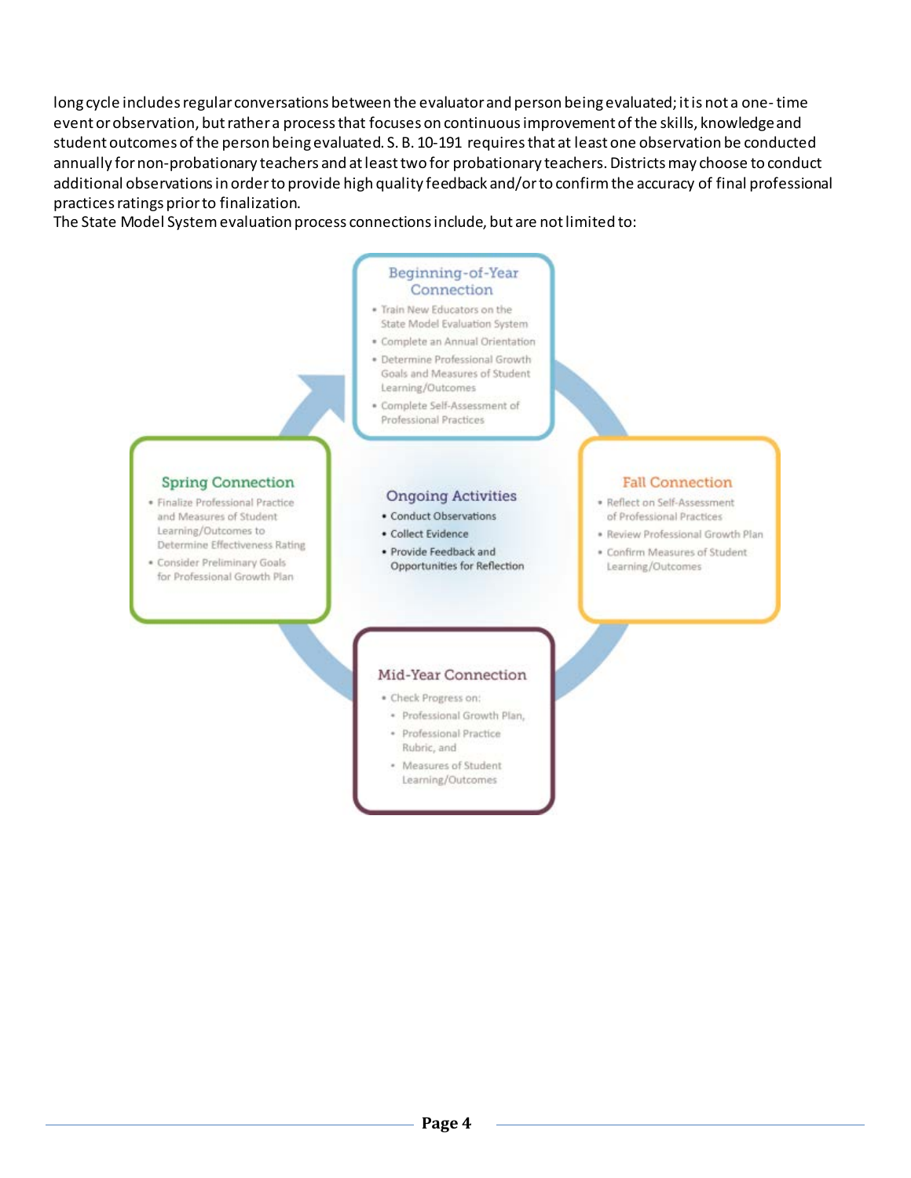long cycle includes regular conversations between the evaluator and person being evaluated; it is not a one-time event or observation, but rather a process that focuses on continuous improvement of the skills, knowledge and student outcomes of the person being evaluated. S. B. 10-191 requires that at least one observation be conducted annually for non-probationary teachers and at least two for probationary teachers. Districts may choose to conduct additional observations in order to provide high quality feedback and/or to confirm the accuracy of final professional practices ratings prior to finalization.

The State Model System evaluation process connections include, but are not limited to:

**Beginning-of-Year Connection**

- Train New Educators on the State Model Evaluation System
- Complete an Annual Orientation
- Determine Professional Growth Goals and Measures of Student Learning/Outcomes
- Complete Self-Assessment of Professional Practices

**Fall Connection**

- Reflect on Self-Assessment of Professional Practices
- Review Professional Growth Plan
- Confirm Measures of Student Learning/Outcomes

**Mid-Year Connection**

- Check Progress on:
  - Professional Growth Plan,
  - Professional Practice Rubric, and
  - Measures of Student Learning/Outcomes

**Spring Connection**

- Finalize Professional Practice and Measures of Student Learning/Outcomes to Determine Effectiveness Rating
- Consider Preliminary Goals for Professional Growth Plan

**Ongoing Activities**

- Conduct Observations
- Collect Evidence
- Provide Feedback and Opportunities for Reflection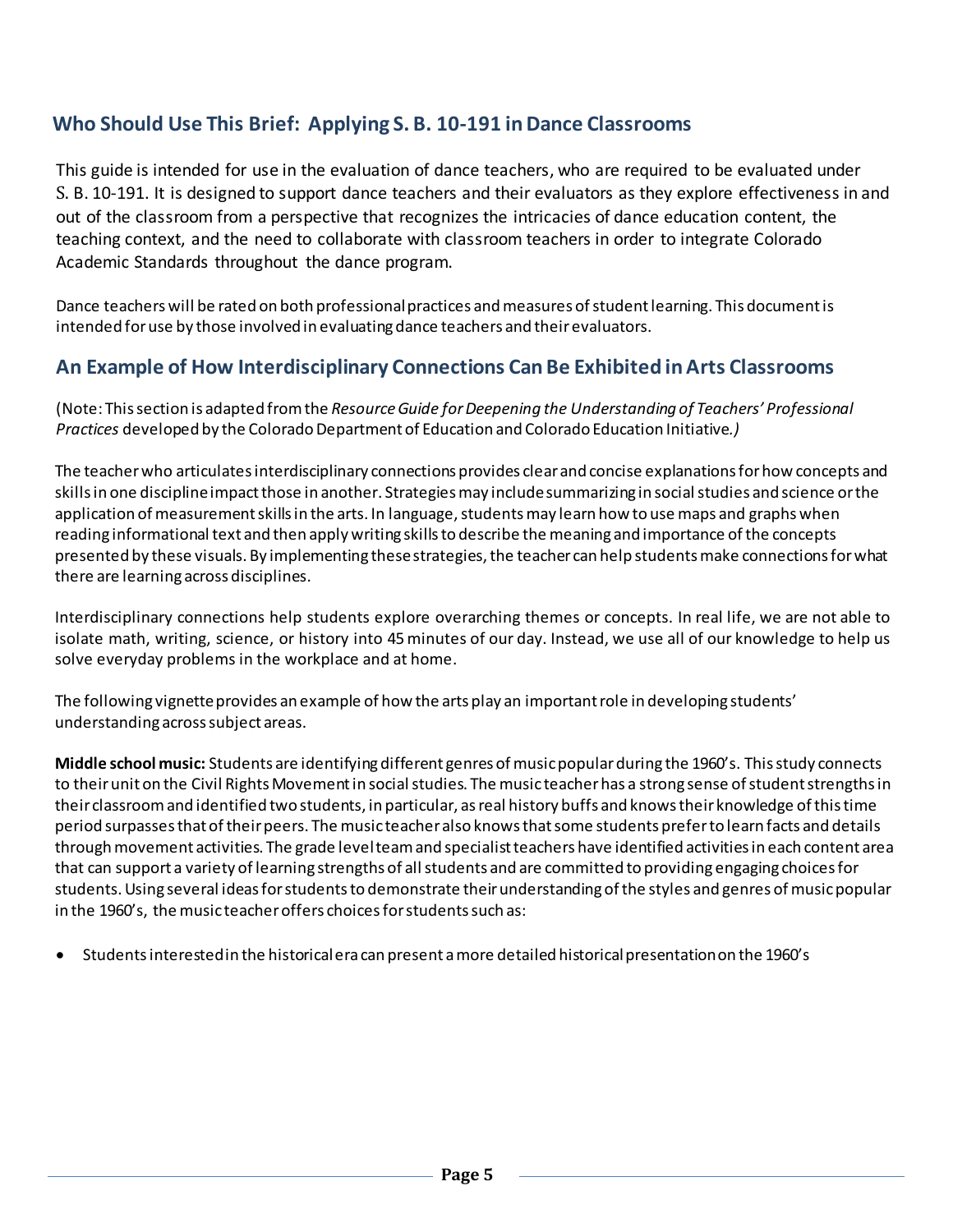## Who Should Use This Brief: Applying S. B. 10-191 in Dance Classrooms

This guide is intended for use in the evaluation of dance teachers, who are required to be evaluated under S. B. 10-191. It is designed to support dance teachers and their evaluators as they explore effectiveness in and out of the classroom from a perspective that recognizes the intricacies of dance education content, the teaching context, and the need to collaborate with classroom teachers in order to integrate Colorado Academic Standards throughout the dance program.

Dance teachers will be rated on both professional practices and measures of student learning. This document is intended for use by those involved in evaluating dance teachers and their evaluators.

## An Example of How Interdisciplinary Connections Can Be Exhibited in Arts Classrooms

(Note: This section is adapted from the *Resource Guide for Deepening the Understanding of Teachers' Professional Practices* developed by the Colorado Department of Education and Colorado Education Initiative*.)*

The teacher who articulates interdisciplinary connections provides clear and concise explanations for how concepts and skills in one discipline impact those in another. Strategies may include summarizing in social studies and science or the application of measurement skills in the arts. In language, students may learn how to use maps and graphs when reading informational text and then apply writing skills to describe the meaning and importance of the concepts presented by these visuals. By implementing these strategies, the teacher can help students make connections for what there are learning across disciplines.

Interdisciplinary connections help students explore overarching themes or concepts. In real life, we are not able to isolate math, writing, science, or history into 45 minutes of our day. Instead, we use all of our knowledge to help us solve everyday problems in the workplace and at home.

The following vignette provides an example of how the arts play an important role in developing students' understanding across subject areas.

**Middle school music:** Students are identifying different genres of music popular during the 1960's. This study connects to their unit on the Civil Rights Movement in social studies. The music teacher has a strong sense of student strengths in their classroom and identified two students, in particular, as real history buffs and knows their knowledge of this time period surpasses that of their peers. The music teacher also knows that some students prefer to learn facts and details through movement activities. The grade level team and specialist teachers have identified activities in each content area that can support a variety of learning strengths of all students and are committed to providing engaging choices for students. Using several ideas for students to demonstrate their understanding of the styles and genres of music popular in the 1960's, the music teacher offers choices for students such as:

- Students interested in the historical era can present a more detailed historical presentation on the 1960's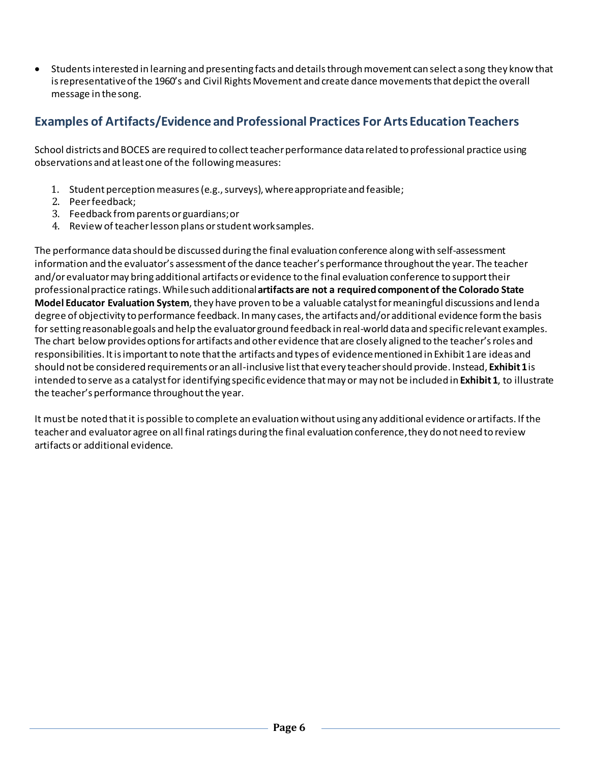- Students interested in learning and presenting facts and details through movement can select a song they know that is representative of the 1960's and Civil Rights Movement and create dance movements that depict the overall message in the song.

## Examples of Artifacts/Evidence and Professional Practices For Arts Education Teachers

School districts and BOCES are required to collect teacher performance data related to professional practice using observations and at least one of the following measures:

1. Student perception measures (e.g., surveys), where appropriate and feasible;
2. Peer feedback;
3. Feedback from parents or guardians; or
4. Review of teacher lesson plans or student work samples.

The performance data should be discussed during the final evaluation conference along with self-assessment information and the evaluator's assessment of the dance teacher's performance throughout the year. The teacher and/or evaluator may bring additional artifacts or evidence to the final evaluation conference to support their professional practice ratings. While such additional **artifacts are not a required component of the Colorado State Model Educator Evaluation System**, they have proven to be a valuable catalyst for meaningful discussions and lend a degree of objectivity to performance feedback. In many cases, the artifacts and/or additional evidence form the basis for setting reasonable goals and help the evaluator ground feedback in real-world data and specific relevant examples. The chart below provides options for artifacts and other evidence that are closely aligned to the teacher's roles and responsibilities. It is important to note that the artifacts and types of evidence mentioned in Exhibit 1 are ideas and should not be considered requirements or an all-inclusive list that every teacher should provide. Instead, **Exhibit 1** is intended to serve as a catalyst for identifying specific evidence that may or may not be included in **Exhibit 1**, to illustrate the teacher's performance throughout the year.

It must be noted that it is possible to complete an evaluation without using any additional evidence or artifacts. If the teacher and evaluator agree on all final ratings during the final evaluation conference, they do not need to review artifacts or additional evidence.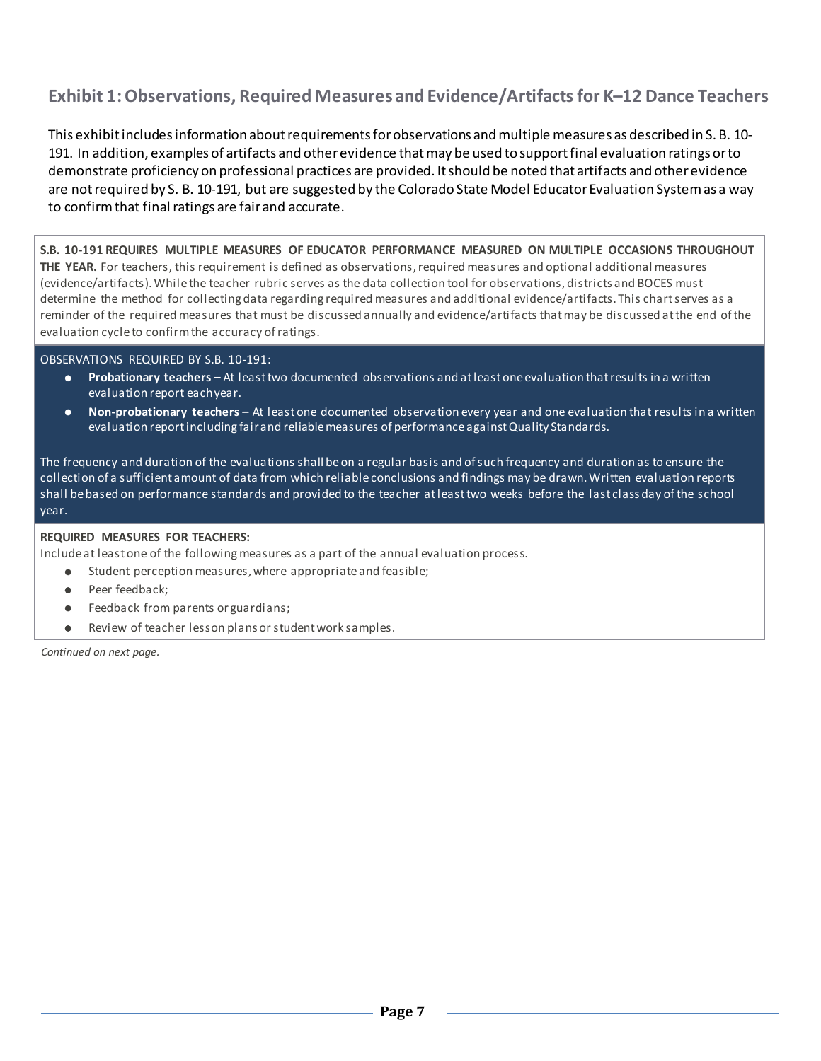## Exhibit 1: Observations, Required Measures and Evidence/Artifacts for K–12 Dance Teachers

This exhibit includes information about requirements for observations and multiple measures as described in S. B. 10-191. In addition, examples of artifacts and other evidence that may be used to support final evaluation ratings or to demonstrate proficiency on professional practices are provided. It should be noted that artifacts and other evidence are not required by S. B. 10-191, but are suggested by the Colorado State Model Educator Evaluation System as a way to confirm that final ratings are fair and accurate.

**S.B. 10-191 REQUIRES MULTIPLE MEASURES OF EDUCATOR PERFORMANCE MEASURED ON MULTIPLE OCCASIONS THROUGHOUT THE YEAR.** For teachers, this requirement is defined as observations, required measures and optional additional measures (evidence/artifacts). While the teacher rubric serves as the data collection tool for observations, districts and BOCES must determine the method for collecting data regarding required measures and additional evidence/artifacts. This chart serves as a reminder of the required measures that must be discussed annually and evidence/artifacts that may be discussed at the end of the evaluation cycle to confirm the accuracy of ratings.

OBSERVATIONS REQUIRED BY S.B. 10-191:

- **Probationary teachers –** At least two documented observations and at least one evaluation that results in a written evaluation report each year.
- **Non-probationary teachers –** At least one documented observation every year and one evaluation that results in a written evaluation report including fair and reliable measures of performance against Quality Standards.

The frequency and duration of the evaluations shall be on a regular basis and of such frequency and duration as to ensure the collection of a sufficient amount of data from which reliable conclusions and findings may be drawn. Written evaluation reports shall be based on performance standards and provided to the teacher at least two weeks before the last class day of the school year.

**REQUIRED MEASURES FOR TEACHERS:**

Include at least one of the following measures as a part of the annual evaluation process.

- Student perception measures, where appropriate and feasible;
- Peer feedback;
- Feedback from parents or guardians;
- Review of teacher lesson plans or student work samples.

*Continued on next page.*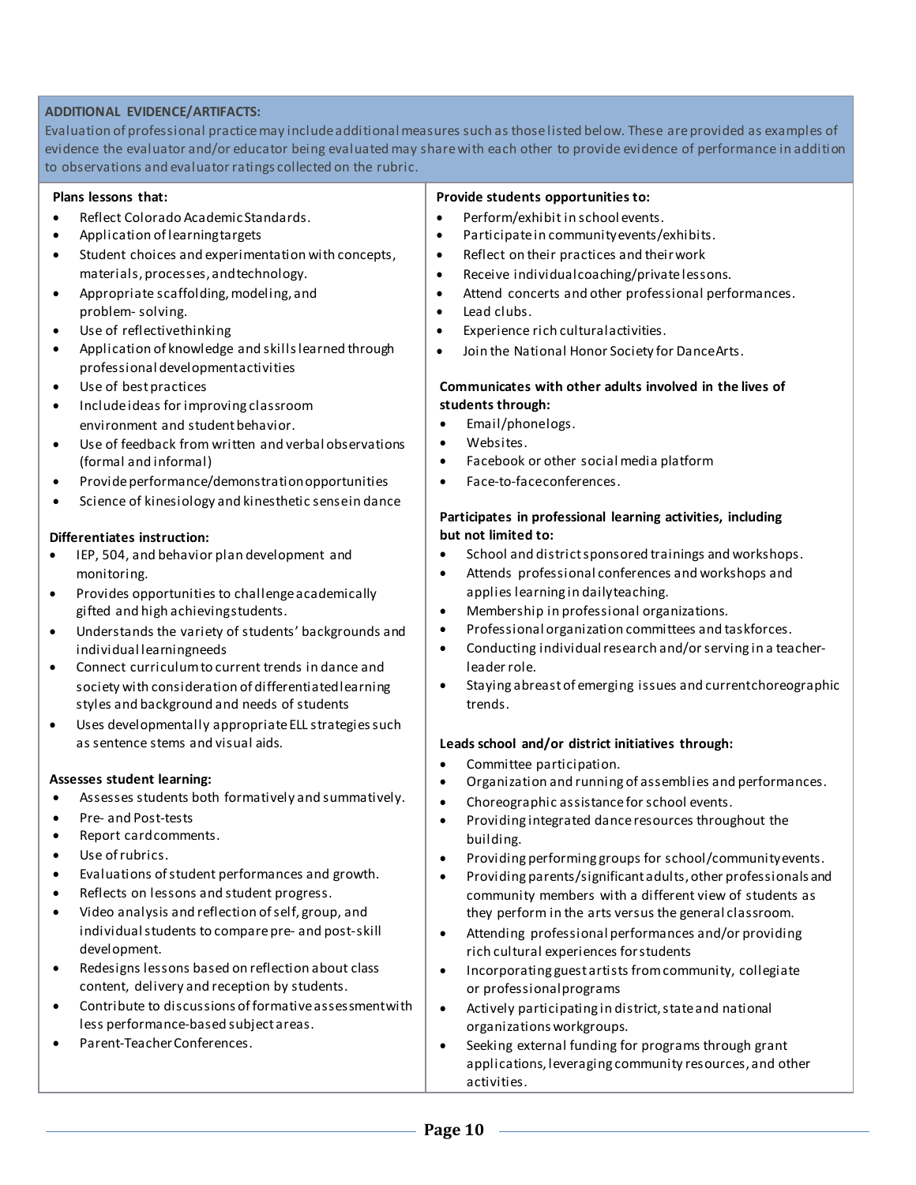**ADDITIONAL EVIDENCE/ARTIFACTS:**

Evaluation of professional practice may include additional measures such as those listed below. These are provided as examples of evidence the evaluator and/or educator being evaluated may share with each other to provide evidence of performance in addition to observations and evaluator ratings collected on the rubric.

**Plans lessons that:**

- Reflect Colorado Academic Standards.
- Application of learning targets
- Student choices and experimentation with concepts, materials, processes, and technology.
- Appropriate scaffolding, modeling, and problem- solving.
- Use of reflective thinking
- Application of knowledge and skills learned through professional development activities
- Use of best practices
- Include ideas for improving classroom environment and student behavior.
- Use of feedback from written and verbal observations (formal and informal)
- Provide performance/demonstration opportunities
- Science of kinesiology and kinesthetic sense in dance

**Differentiates instruction:**

- IEP, 504, and behavior plan development and monitoring.
- Provides opportunities to challenge academically gifted and high achieving students.
- Understands the variety of students' backgrounds and individual learning needs
- Connect curriculum to current trends in dance and society with consideration of differentiated learning styles and background and needs of students
- Uses developmentally appropriate ELL strategies such as sentence stems and visual aids.

**Assesses student learning:**

- Assesses students both formatively and summatively.
- Pre- and Post-tests
- Report card comments.
- Use of rubrics.
- Evaluations of student performances and growth.
- Reflects on lessons and student progress.
- Video analysis and reflection of self, group, and individual students to compare pre- and post-skill development.
- Redesigns lessons based on reflection about class content, delivery and reception by students.
- Contribute to discussions of formative assessment with less performance-based subject areas.
- Parent-Teacher Conferences.

**Provide students opportunities to:**

- Perform/exhibit in school events.
- Participate in community events/exhibits.
- Reflect on their practices and their work
- Receive individual coaching/private lessons.
- Attend concerts and other professional performances.
- Lead clubs.
- Experience rich cultural activities.
- Join the National Honor Society for Dance Arts.

**Communicates with other adults involved in the lives of students through:**

- Email/phone logs.
- Websites.
- Facebook or other social media platform
- Face-to-face conferences.

**Participates in professional learning activities, including but not limited to:**

- School and district sponsored trainings and workshops.
- Attends professional conferences and workshops and applies learning in daily teaching.
- Membership in professional organizations.
- Professional organization committees and taskforces.
- Conducting individual research and/or serving in a teacher-leader role.
- Staying abreast of emerging issues and current choreographic trends.

**Leads school and/or district initiatives through:**

- Committee participation.
- Organization and running of assemblies and performances.
- Choreographic assistance for school events.
- Providing integrated dance resources throughout the building.
- Providing performing groups for school/community events.
- Providing parents/significant adults, other professionals and community members with a different view of students as they perform in the arts versus the general classroom.
- Attending professional performances and/or providing rich cultural experiences for students
- Incorporating guest artists from community, collegiate or professional programs
- Actively participating in district, state and national organizations workgroups.
- Seeking external funding for programs through grant applications, leveraging community resources, and other activities.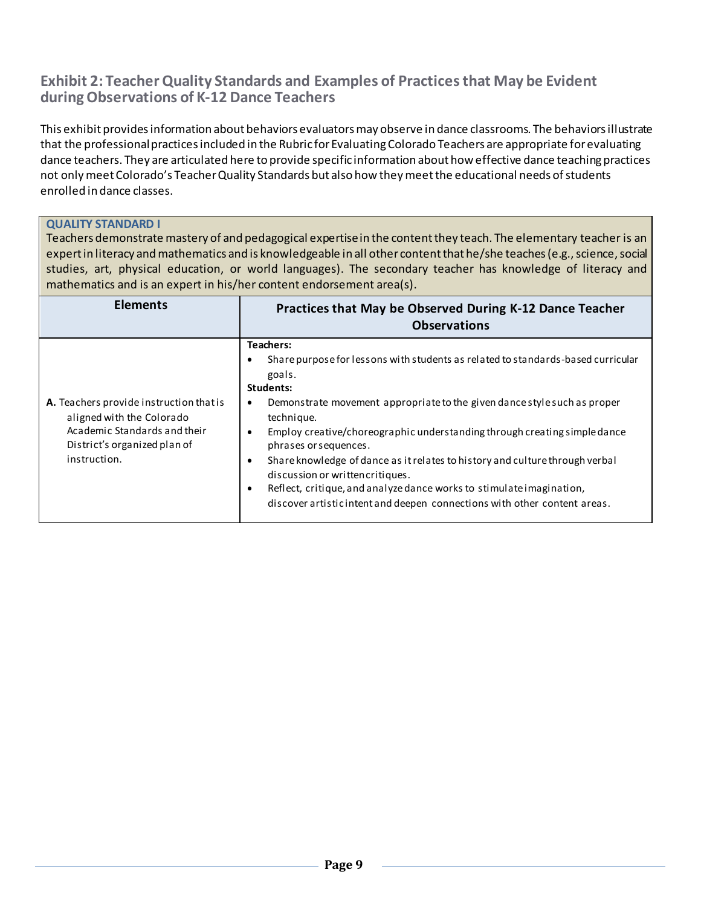## Exhibit 2: Teacher Quality Standards and Examples of Practices that May be Evident during Observations of K-12 Dance Teachers

This exhibit provides information about behaviors evaluators may observe in dance classrooms. The behaviors illustrate that the professional practices included in the Rubric for Evaluating Colorado Teachers are appropriate for evaluating dance teachers. They are articulated here to provide specific information about how effective dance teaching practices not only meet Colorado's Teacher Quality Standards but also how they meet the educational needs of students enrolled in dance classes.

**QUALITY STANDARD I**

Teachers demonstrate mastery of and pedagogical expertise in the content they teach. The elementary teacher is an expert in literacy and mathematics and is knowledgeable in all other content that he/she teaches (e.g., science, social studies, art, physical education, or world languages). The secondary teacher has knowledge of literacy and mathematics and is an expert in his/her content endorsement area(s).

| Elements | Practices that May be Observed During K-12 Dance Teacher Observations |
|---|---|
| **A.** Teachers provide instruction that is aligned with the Colorado Academic Standards and their District's organized plan of instruction. | **Teachers:**<br>• Share purpose for lessons with students as related to standards-based curricular goals.<br>**Students:**<br>• Demonstrate movement appropriate to the given dance style such as proper technique.<br>• Employ creative/choreographic understanding through creating simple dance phrases or sequences.<br>• Share knowledge of dance as it relates to history and culture through verbal discussion or written critiques.<br>• Reflect, critique, and analyze dance works to stimulate imagination, discover artistic intent and deepen connections with other content areas. |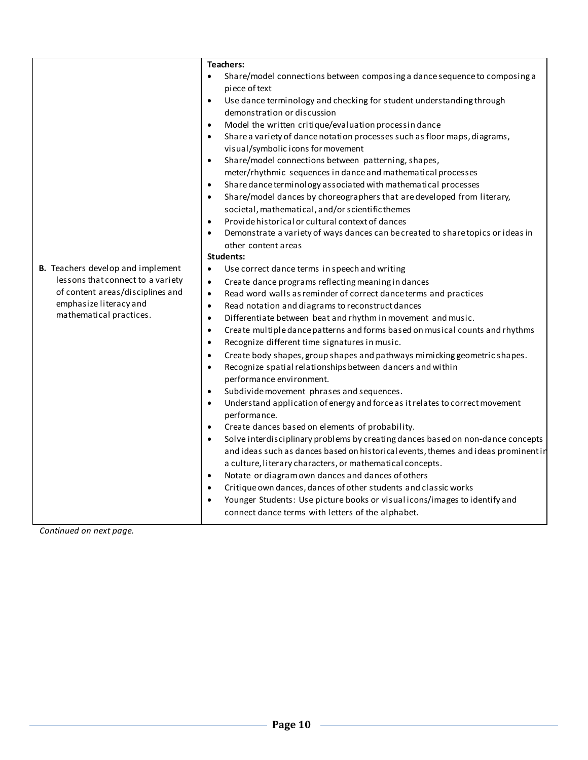| | |
|---|---|
| **B.** Teachers develop and implement lessons that connect to a variety of content areas/disciplines and emphasize literacy and mathematical practices. | **Teachers:**<br>• Share/model connections between composing a dance sequence to composing a piece of text<br>• Use dance terminology and checking for student understanding through demonstration or discussion<br>• Model the written critique/evaluation processin dance<br>• Share a variety of dance notation processes such as floor maps, diagrams, visual/symbolic icons for movement<br>• Share/model connections between patterning, shapes, meter/rhythmic sequences in dance and mathematical processes<br>• Share dance terminology associated with mathematical processes<br>• Share/model dances by choreographers that are developed from literary, societal, mathematical, and/or scientific themes<br>• Provide historical or cultural context of dances<br>• Demonstrate a variety of ways dances can be created to share topics or ideas in other content areas<br>**Students:**<br>• Use correct dance terms in speech and writing<br>• Create dance programs reflecting meaning in dances<br>• Read word walls as reminder of correct dance terms and practices<br>• Read notation and diagrams to reconstruct dances<br>• Differentiate between beat and rhythm in movement and music.<br>• Create multiple dance patterns and forms based on musical counts and rhythms<br>• Recognize different time signatures in music.<br>• Create body shapes, group shapes and pathways mimicking geometric shapes.<br>• Recognize spatial relationships between dancers and within performance environment.<br>• Subdivide movement phrases and sequences.<br>• Understand application of energy and force as it relates to correct movement performance.<br>• Create dances based on elements of probability.<br>• Solve interdisciplinary problems by creating dances based on non-dance concepts and ideas such as dances based on historical events, themes and ideas prominent in a culture, literary characters, or mathematical concepts.<br>• Notate or diagram own dances and dances of others<br>• Critique own dances, dances of other students and classic works<br>• Younger Students: Use picture books or visual icons/images to identify and connect dance terms with letters of the alphabet. |

*Continued on next page.*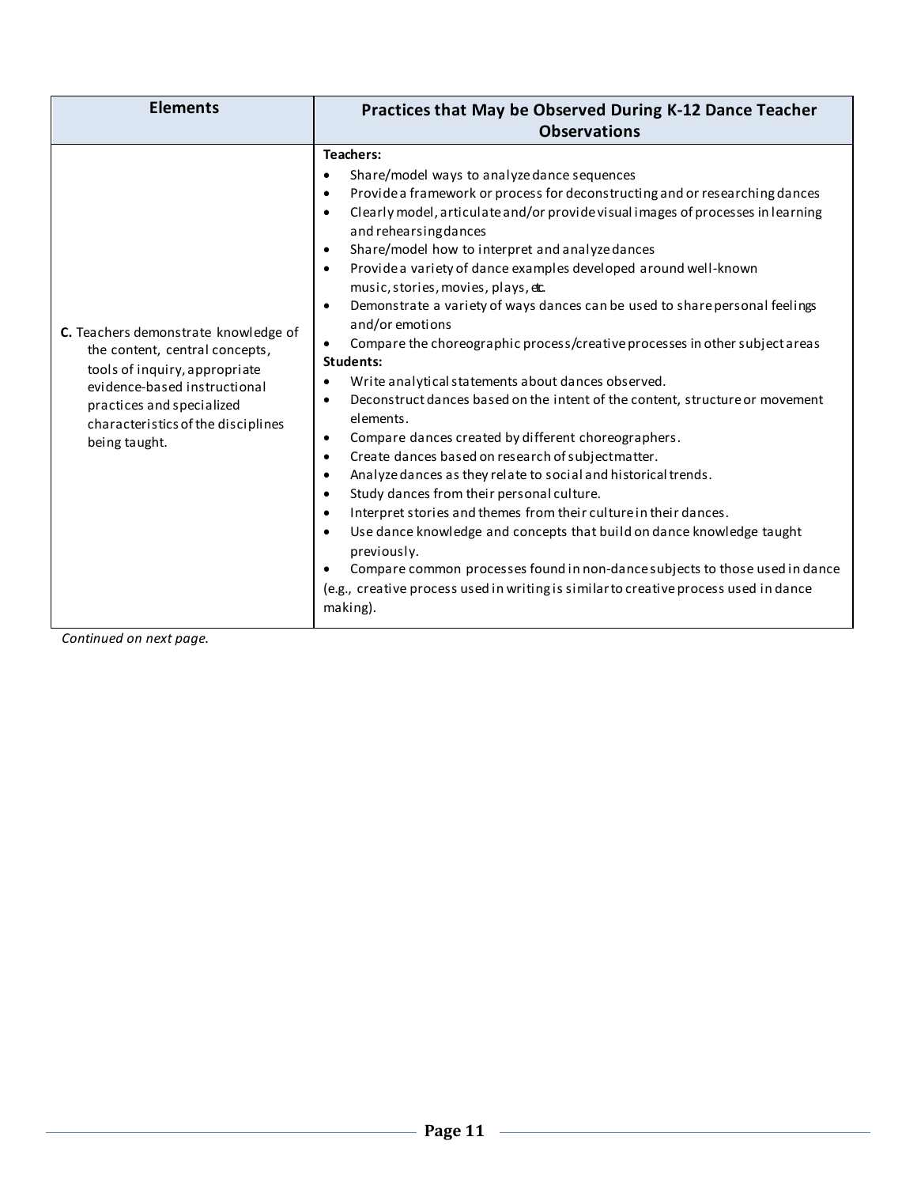| Elements | Practices that May be Observed During K-12 Dance Teacher Observations |
|---|---|
| **C.** Teachers demonstrate knowledge of the content, central concepts, tools of inquiry, appropriate evidence-based instructional practices and specialized characteristics of the disciplines being taught. | **Teachers:**<br>• Share/model ways to analyze dance sequences<br>• Provide a framework or process for deconstructing and or researching dances<br>• Clearly model, articulate and/or provide visual images of processes in learning and rehearsing dances<br>• Share/model how to interpret and analyze dances<br>• Provide a variety of dance examples developed around well-known music, stories, movies, plays, etc.<br>• Demonstrate a variety of ways dances can be used to share personal feelings and/or emotions<br>• Compare the choreographic process/creative processes in other subject areas<br>**Students:**<br>• Write analytical statements about dances observed.<br>• Deconstruct dances based on the intent of the content, structure or movement elements.<br>• Compare dances created by different choreographers.<br>• Create dances based on research of subject matter.<br>• Analyze dances as they relate to social and historical trends.<br>• Study dances from their personal culture.<br>• Interpret stories and themes from their culture in their dances.<br>• Use dance knowledge and concepts that build on dance knowledge taught previously.<br>• Compare common processes found in non-dance subjects to those used in dance (e.g., creative process used in writing is similar to creative process used in dance making). |

*Continued on next page.*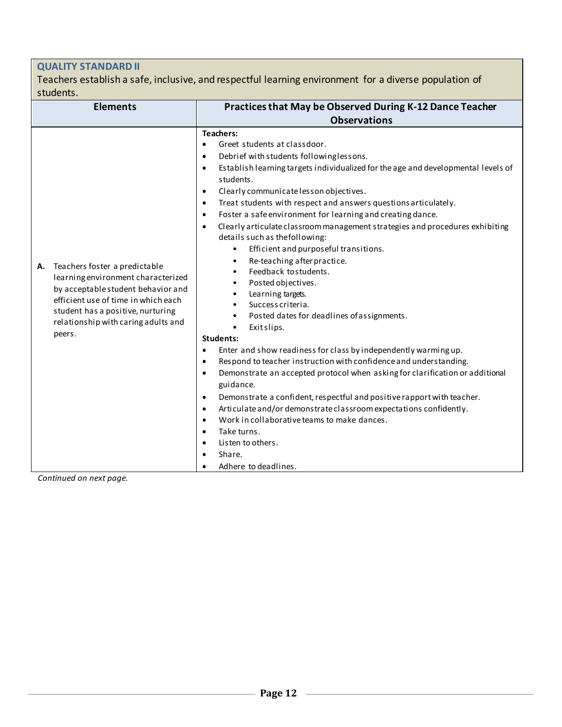**QUALITY STANDARD II**

Teachers establish a safe, inclusive, and respectful learning environment for a diverse population of students.

| Elements | Practices that May be Observed During K-12 Dance Teacher Observations |
|---|---|
| **A.** Teachers foster a predictable learning environment characterized by acceptable student behavior and efficient use of time in which each student has a positive, nurturing relationship with caring adults and peers. | **Teachers:**<br>• Greet students at classdoor.<br>• Debrief with students following lessons.<br>• Establish learning targets individualized for the age and developmental levels of students.<br>• Clearly communicate lesson objectives.<br>• Treat students with respect and answers questions articulately.<br>• Foster a safe environment for learning and creating dance.<br>• Clearly articulate classroom management strategies and procedures exhibiting details such as the following:<br>&nbsp;&nbsp;&nbsp;&nbsp;• Efficient and purposeful transitions.<br>&nbsp;&nbsp;&nbsp;&nbsp;• Re-teaching after practice.<br>&nbsp;&nbsp;&nbsp;&nbsp;• Feedback to students.<br>&nbsp;&nbsp;&nbsp;&nbsp;• Posted objectives.<br>&nbsp;&nbsp;&nbsp;&nbsp;• Learning targets.<br>&nbsp;&nbsp;&nbsp;&nbsp;• Success criteria.<br>&nbsp;&nbsp;&nbsp;&nbsp;• Posted dates for deadlines of assignments.<br>&nbsp;&nbsp;&nbsp;&nbsp;• Exit slips.<br>**Students:**<br>• Enter and show readiness for class by independently warming up.<br>• Respond to teacher instruction with confidence and understanding.<br>• Demonstrate an accepted protocol when asking for clarification or additional guidance.<br>• Demonstrate a confident, respectful and positive rapport with teacher.<br>• Articulate and/or demonstrate classroom expectations confidently.<br>• Work in collaborative teams to make dances.<br>• Take turns.<br>• Listen to others.<br>• Share.<br>• Adhere to deadlines. |

*Continued on next page.*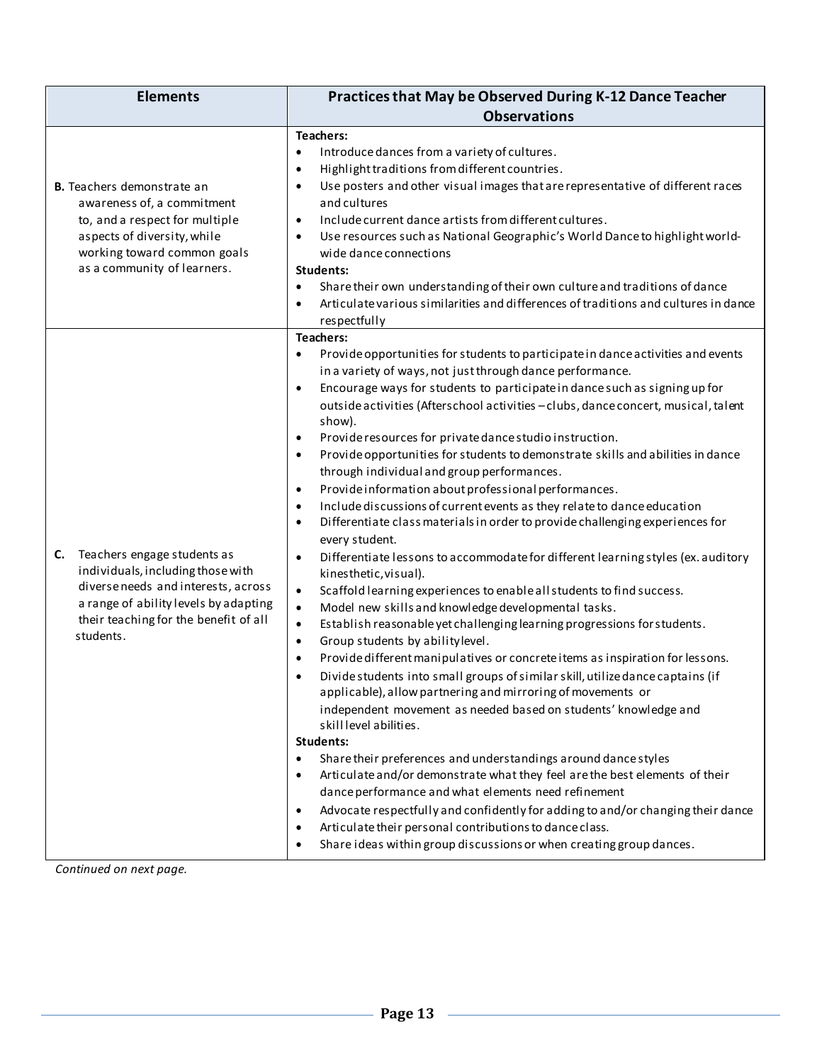| Elements | Practices that May be Observed During K-12 Dance Teacher Observations |
|---|---|
| **B.** Teachers demonstrate an awareness of, a commitment to, and a respect for multiple aspects of diversity, while working toward common goals as a community of learners. | **Teachers:**<br>• Introduce dances from a variety of cultures.<br>• Highlight traditions from different countries.<br>• Use posters and other visual images that are representative of different races and cultures<br>• Include current dance artists from different cultures.<br>• Use resources such as National Geographic's World Dance to highlight world-wide dance connections<br>**Students:**<br>• Share their own understanding of their own culture and traditions of dance<br>• Articulate various similarities and differences of traditions and cultures in dance respectfully |
| **C.** Teachers engage students as individuals, including those with diverse needs and interests, across a range of ability levels by adapting their teaching for the benefit of all students. | **Teachers:**<br>• Provide opportunities for students to participate in dance activities and events in a variety of ways, not just through dance performance.<br>• Encourage ways for students to participate in dance such as signing up for outside activities (Afterschool activities – clubs, dance concert, musical, talent show).<br>• Provide resources for private dance studio instruction.<br>• Provide opportunities for students to demonstrate skills and abilities in dance through individual and group performances.<br>• Provide information about professional performances.<br>• Include discussions of current events as they relate to dance education<br>• Differentiate class materials in order to provide challenging experiences for every student.<br>• Differentiate lessons to accommodate for different learning styles (ex. auditory kinesthetic, visual).<br>• Scaffold learning experiences to enable all students to find success.<br>• Model new skills and knowledge developmental tasks.<br>• Establish reasonable yet challenging learning progressions for students.<br>• Group students by ability level.<br>• Provide different manipulatives or concrete items as inspiration for lessons.<br>• Divide students into small groups of similar skill, utilize dance captains (if applicable), allow partnering and mirroring of movements or independent movement as needed based on students' knowledge and skill level abilities.<br>**Students:**<br>• Share their preferences and understandings around dance styles<br>• Articulate and/or demonstrate what they feel are the best elements of their dance performance and what elements need refinement<br>• Advocate respectfully and confidently for adding to and/or changing their dance<br>• Articulate their personal contributions to dance class.<br>• Share ideas within group discussions or when creating group dances. |

*Continued on next page.*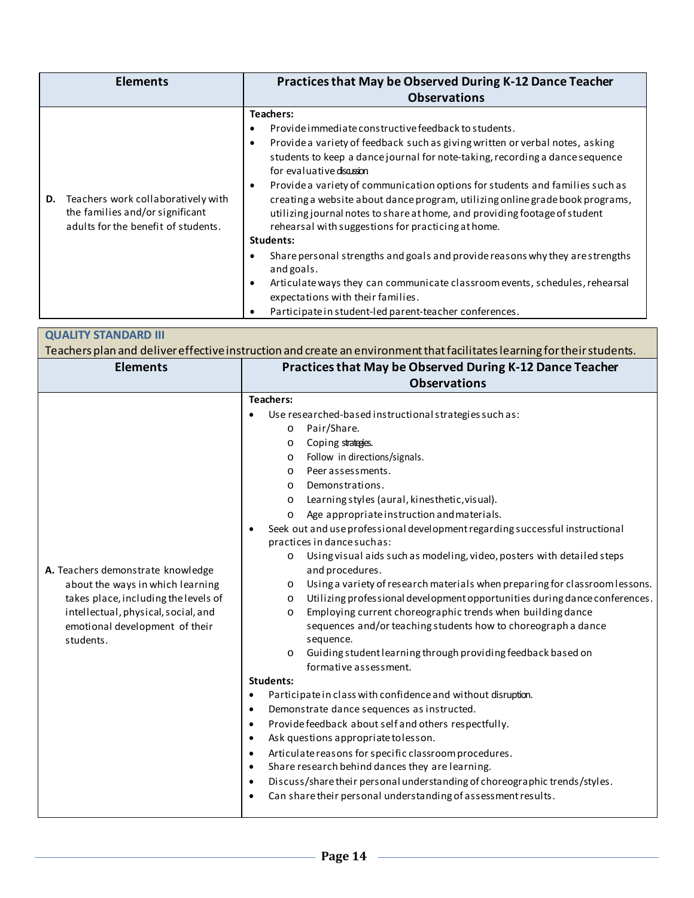| Elements | Practices that May be Observed During K-12 Dance Teacher Observations |
|---|---|
| **D.** Teachers work collaboratively with the families and/or significant adults for the benefit of students. | **Teachers:**<br>• Provide immediate constructive feedback to students.<br>• Provide a variety of feedback such as giving written or verbal notes, asking students to keep a dance journal for note-taking, recording a dance sequence for evaluative discussion<br>• Provide a variety of communication options for students and families such as creating a website about dance program, utilizing online grade book programs, utilizing journal notes to share at home, and providing footage of student rehearsal with suggestions for practicing at home.<br>**Students:**<br>• Share personal strengths and goals and provide reasons why they are strengths and goals.<br>• Articulate ways they can communicate classroom events, schedules, rehearsal expectations with their families.<br>• Participate in student-led parent-teacher conferences. |

**QUALITY STANDARD III**

Teachers plan and deliver effective instruction and create an environment that facilitates learning for their students.

| Elements | Practices that May be Observed During K-12 Dance Teacher Observations |
|---|---|
| **A.** Teachers demonstrate knowledge about the ways in which learning takes place, including the levels of intellectual, physical, social, and emotional development of their students. | **Teachers:**<br>• Use researched-based instructional strategies such as:<br>  o Pair/Share.<br>  o Coping strategies.<br>  o Follow in directions/signals.<br>  o Peer assessments.<br>  o Demonstrations.<br>  o Learning styles (aural, kinesthetic, visual).<br>  o Age appropriate instruction and materials.<br>• Seek out and use professional development regarding successful instructional practices in dance such as:<br>  o Using visual aids such as modeling, video, posters with detailed steps and procedures.<br>  o Using a variety of research materials when preparing for classroom lessons.<br>  o Utilizing professional development opportunities during dance conferences.<br>  o Employing current choreographic trends when building dance sequences and/or teaching students how to choreograph a dance sequence.<br>  o Guiding student learning through providing feedback based on formative assessment.<br>**Students:**<br>• Participate in class with confidence and without disruption.<br>• Demonstrate dance sequences as instructed.<br>• Provide feedback about self and others respectfully.<br>• Ask questions appropriate to lesson.<br>• Articulate reasons for specific classroom procedures.<br>• Share research behind dances they are learning.<br>• Discuss/share their personal understanding of choreographic trends/styles.<br>• Can share their personal understanding of assessment results. |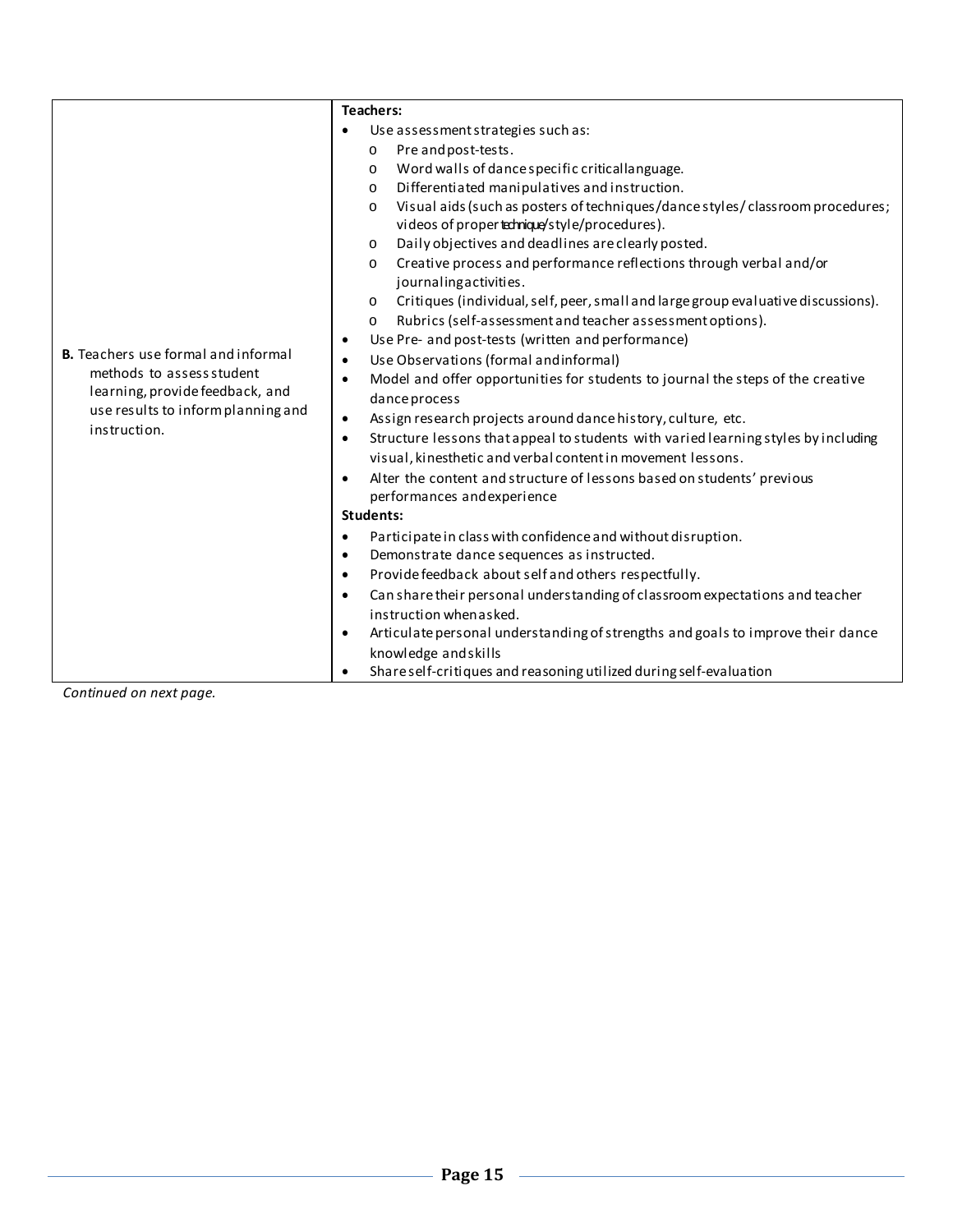| | |
|---|---|
| **B.** Teachers use formal and informal methods to assess student learning, provide feedback, and use results to inform planning and instruction. | **Teachers:**<br>• Use assessment strategies such as:<br>&nbsp;&nbsp;&nbsp;&nbsp;o Pre and post-tests.<br>&nbsp;&nbsp;&nbsp;&nbsp;o Word walls of dance specific critical language.<br>&nbsp;&nbsp;&nbsp;&nbsp;o Differentiated manipulatives and instruction.<br>&nbsp;&nbsp;&nbsp;&nbsp;o Visual aids (such as posters of techniques/dance styles/ classroom procedures; videos of proper technique/style/procedures).<br>&nbsp;&nbsp;&nbsp;&nbsp;o Daily objectives and deadlines are clearly posted.<br>&nbsp;&nbsp;&nbsp;&nbsp;o Creative process and performance reflections through verbal and/or journaling activities.<br>&nbsp;&nbsp;&nbsp;&nbsp;o Critiques (individual, self, peer, small and large group evaluative discussions).<br>&nbsp;&nbsp;&nbsp;&nbsp;o Rubrics (self-assessment and teacher assessment options).<br>• Use Pre- and post-tests (written and performance)<br>• Use Observations (formal and informal)<br>• Model and offer opportunities for students to journal the steps of the creative dance process<br>• Assign research projects around dance history, culture, etc.<br>• Structure lessons that appeal to students with varied learning styles by including visual, kinesthetic and verbal content in movement lessons.<br>• Alter the content and structure of lessons based on students' previous performances and experience<br>**Students:**<br>• Participate in class with confidence and without disruption.<br>• Demonstrate dance sequences as instructed.<br>• Provide feedback about self and others respectfully.<br>• Can share their personal understanding of classroom expectations and teacher instruction when asked.<br>• Articulate personal understanding of strengths and goals to improve their dance knowledge and skills<br>• Share self-critiques and reasoning utilized during self-evaluation |

*Continued on next page.*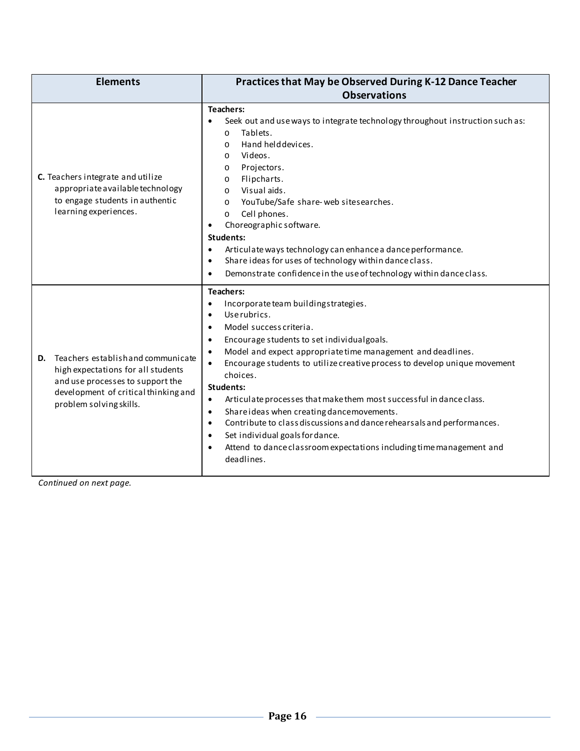| Elements | Practices that May be Observed During K-12 Dance Teacher Observations |
|---|---|
| **C.** Teachers integrate and utilize appropriate available technology to engage students in authentic learning experiences. | **Teachers:**<br>• Seek out and use ways to integrate technology throughout instruction such as:<br>&nbsp;&nbsp;&nbsp;o Tablets.<br>&nbsp;&nbsp;&nbsp;o Hand held devices.<br>&nbsp;&nbsp;&nbsp;o Videos.<br>&nbsp;&nbsp;&nbsp;o Projectors.<br>&nbsp;&nbsp;&nbsp;o Flipcharts.<br>&nbsp;&nbsp;&nbsp;o Visual aids.<br>&nbsp;&nbsp;&nbsp;o YouTube/Safe share- web site searches.<br>&nbsp;&nbsp;&nbsp;o Cell phones.<br>• Choreographic software.<br>**Students:**<br>• Articulate ways technology can enhance a dance performance.<br>• Share ideas for uses of technology within dance class.<br>• Demonstrate confidence in the use of technology within dance class. |
| **D.** Teachers establish and communicate high expectations for all students and use processes to support the development of critical thinking and problem solving skills. | **Teachers:**<br>• Incorporate team building strategies.<br>• Use rubrics.<br>• Model success criteria.<br>• Encourage students to set individual goals.<br>• Model and expect appropriate time management and deadlines.<br>• Encourage students to utilize creative process to develop unique movement choices.<br>**Students:**<br>• Articulate processes that make them most successful in dance class.<br>• Share ideas when creating dance movements.<br>• Contribute to class discussions and dance rehearsals and performances.<br>• Set individual goals for dance.<br>• Attend to dance classroom expectations including time management and deadlines. |

*Continued on next page.*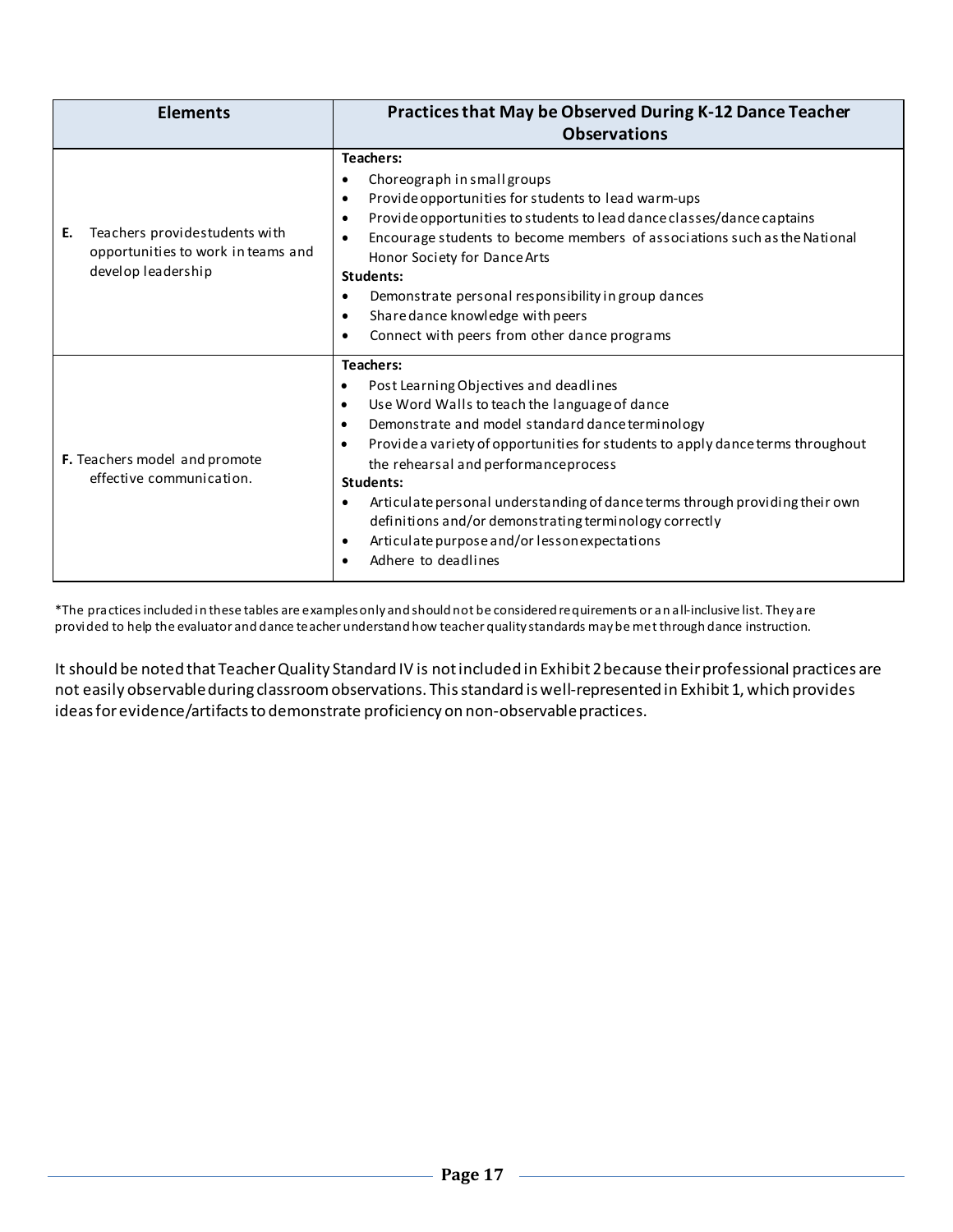| Elements | Practices that May be Observed During K-12 Dance Teacher Observations |
|---|---|
| **E.** Teachers provide students with opportunities to work in teams and develop leadership | **Teachers:**<br>• Choreograph in small groups<br>• Provide opportunities for students to lead warm-ups<br>• Provide opportunities to students to lead dance classes/dance captains<br>• Encourage students to become members of associations such as the National Honor Society for Dance Arts<br>**Students:**<br>• Demonstrate personal responsibility in group dances<br>• Share dance knowledge with peers<br>• Connect with peers from other dance programs |
| **F.** Teachers model and promote effective communication. | **Teachers:**<br>• Post Learning Objectives and deadlines<br>• Use Word Walls to teach the language of dance<br>• Demonstrate and model standard dance terminology<br>• Provide a variety of opportunities for students to apply dance terms throughout the rehearsal and performance process<br>**Students:**<br>• Articulate personal understanding of dance terms through providing their own definitions and/or demonstrating terminology correctly<br>• Articulate purpose and/or lesson expectations<br>• Adhere to deadlines |

*The practices included in these tables are examples only and should not be considered requirements or an all-inclusive list. They are provided to help the evaluator and dance teacher understand how teacher quality standards may be met through dance instruction.

It should be noted that Teacher Quality Standard IV is not included in Exhibit 2 because their professional practices are not easily observable during classroom observations. This standard is well-represented in Exhibit 1, which provides ideas for evidence/artifacts to demonstrate proficiency on non-observable practices.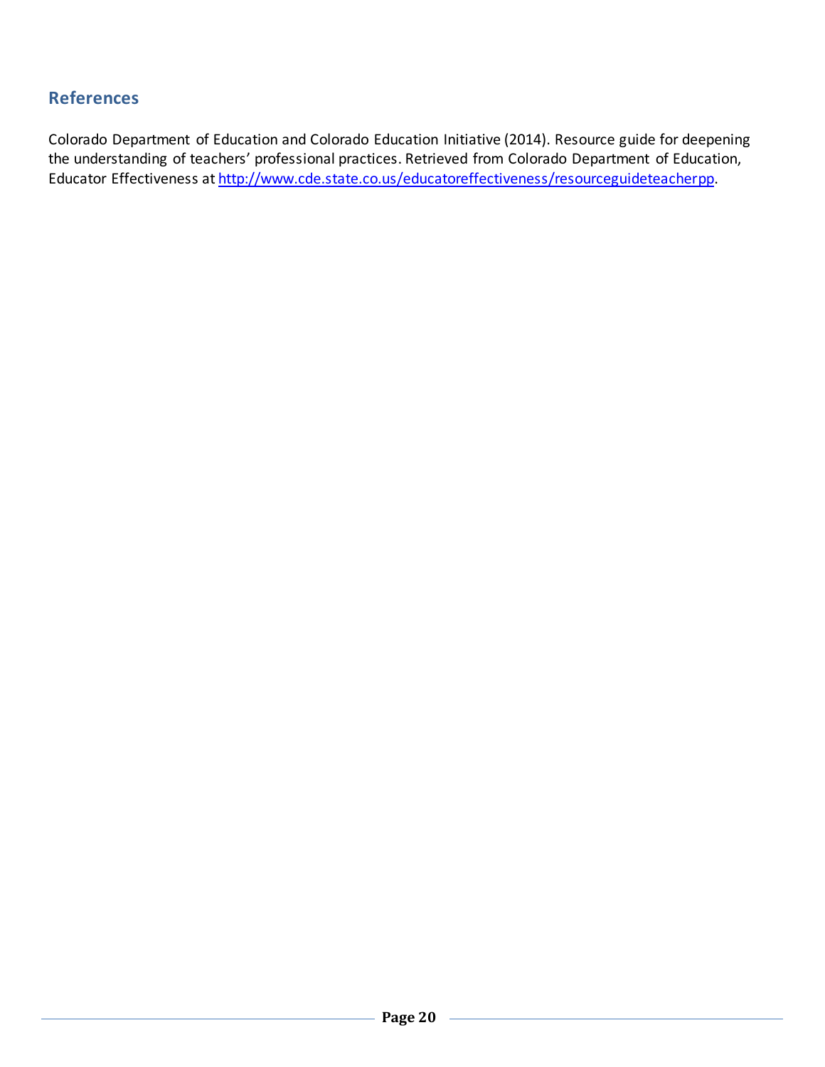## References

Colorado Department of Education and Colorado Education Initiative (2014). Resource guide for deepening the understanding of teachers' professional practices. Retrieved from Colorado Department of Education, Educator Effectiveness at [http://www.cde.state.co.us/educatoreffectiveness/resourceguideteacherpp](http://www.cde.state.co.us/educatoreffectiveness/resourceguideteacherpp).